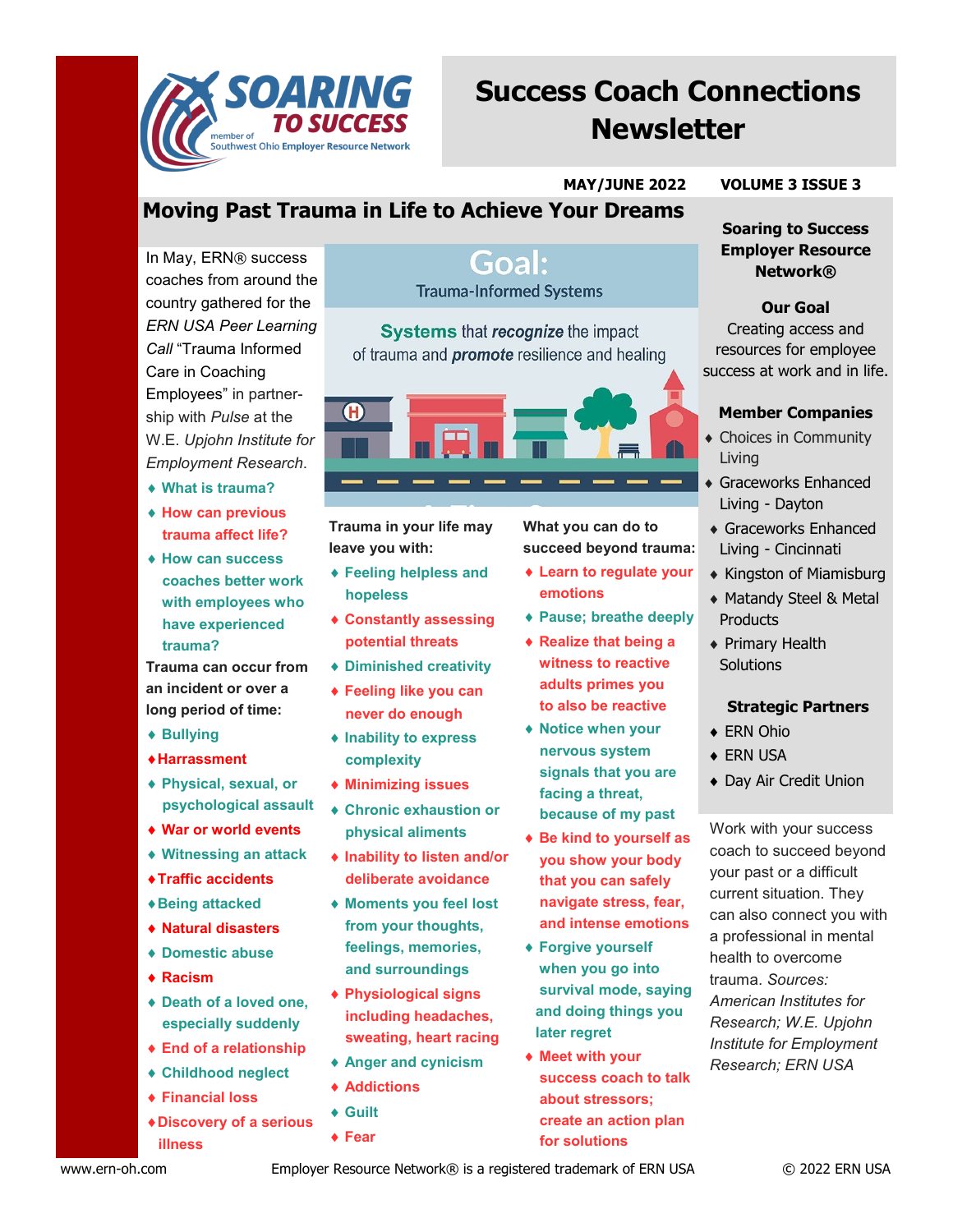# Success Coach Connections Newsletter

**MAY/JUNE 2022** **VOLUME 3 ISSUE 3**

## Moving Past Trauma in Life to Achieve Your Dreams

In May, ERN® success coaches from around the country gathered for the *ERN USA Peer Learning Call* "Trauma Informed Care in Coaching Employees" in partner-ship with *Pulse* at the W.E. *Upjohn Institute for Employment Research*.

- What is trauma?
- How can previous trauma affect life?
- How can success coaches better work with employees who have experienced trauma?

**Trauma can occur from an incident or over a long period of time:**

- Bullying
- Harrassment
- Physical, sexual, or psychological assault
- War or world events
- Witnessing an attack
- Traffic accidents
- Being attacked
- Natural disasters
- Domestic abuse
- Racism
- Death of a loved one, especially suddenly
- End of a relationship
- Childhood neglect
- Financial loss
- Discovery of a serious illness

**Goal:** Trauma-Informed Systems

**Systems** that *recognize* the impact of trauma and *promote* resilience and healing

**Trauma in your life may leave you with:**

- Feeling helpless and hopeless
- Constantly assessing potential threats
- Diminished creativity
- Feeling like you can never do enough
- Inability to express complexity
- Minimizing issues
- Chronic exhaustion or physical aliments
- Inability to listen and/or deliberate avoidance
- Moments you feel lost from your thoughts, feelings, memories, and surroundings
- Physiological signs including headaches, sweating, heart racing
- Anger and cynicism
- Addictions
- Guilt
- Fear

**What you can do to succeed beyond trauma:**

- Learn to regulate your emotions
- Pause; breathe deeply
- Realize that being a witness to reactive adults primes you to also be reactive
- Notice when your nervous system signals that you are facing a threat, because of my past
- Be kind to yourself as you show your body that you can safely navigate stress, fear, and intense emotions
- Forgive yourself when you go into survival mode, saying and doing things you later regret
- Meet with your success coach to talk about stressors; create an action plan for solutions

### Soaring to Success Employer Resource Network®

**Our Goal**

Creating access and resources for employee success at work and in life.

**Member Companies**

- Choices in Community Living
- Graceworks Enhanced Living - Dayton
- Graceworks Enhanced Living - Cincinnati
- Kingston of Miamisburg
- Matandy Steel & Metal Products
- Primary Health Solutions

**Strategic Partners**

- ERN Ohio
- ERN USA
- Day Air Credit Union

Work with your success coach to succeed beyond your past or a difficult current situation. They can also connect you with a professional in mental health to overcome trauma. *Sources: American Institutes for Research; W.E. Upjohn Institute for Employment Research; ERN USA*

www.ern-oh.com Employer Resource Network® is a registered trademark of ERN USA © 2022 ERN USA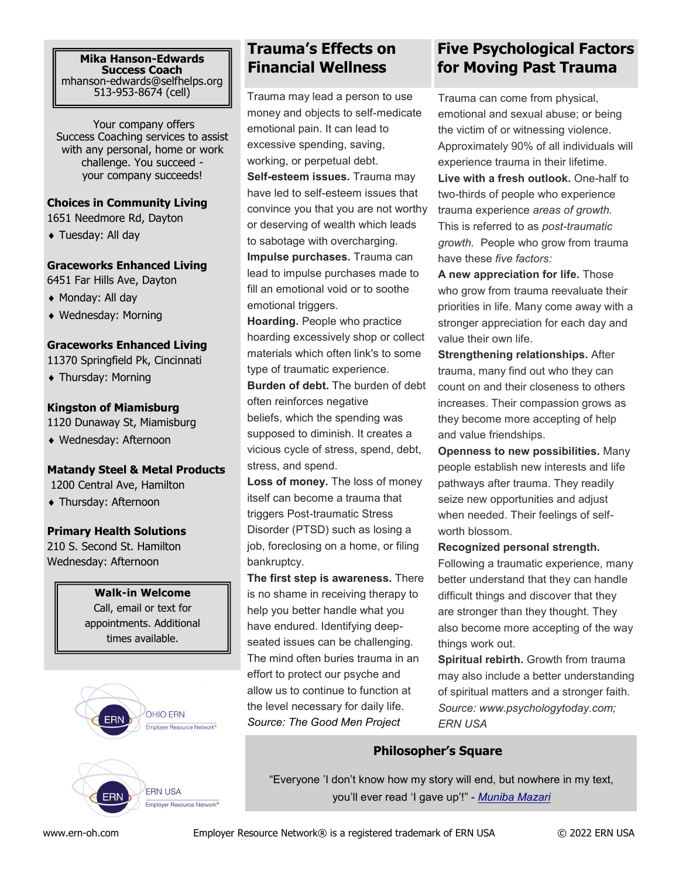**Mika Hanson-Edwards**
**Success Coach**
mhanson-edwards@selfhelps.org
513-953-8674 (cell)

Your company offers Success Coaching services to assist with any personal, home or work challenge. You succeed - your company succeeds!

**Choices in Community Living**
1651 Needmore Rd, Dayton
- Tuesday: All day

**Graceworks Enhanced Living**
6451 Far Hills Ave, Dayton
- Monday: All day
- Wednesday: Morning

**Graceworks Enhanced Living**
11370 Springfield Pk, Cincinnati
- Thursday: Morning

**Kingston of Miamisburg**
1120 Dunaway St, Miamisburg
- Wednesday: Afternoon

**Matandy Steel & Metal Products**
1200 Central Ave, Hamilton
- Thursday: Afternoon

**Primary Health Solutions**
210 S. Second St. Hamilton
Wednesday: Afternoon

**Walk-in Welcome**
Call, email or text for appointments. Additional times available.

OHIO ERN
Employer Resource Network®

ERN USA
Employer Resource Network®

## Trauma's Effects on Financial Wellness

Trauma may lead a person to use money and objects to self-medicate emotional pain. It can lead to excessive spending, saving, working, or perpetual debt.

**Self-esteem issues.** Trauma may have led to self-esteem issues that convince you that you are not worthy or deserving of wealth which leads to sabotage with overcharging.

**Impulse purchases.** Trauma can lead to impulse purchases made to fill an emotional void or to soothe emotional triggers.

**Hoarding.** People who practice hoarding excessively shop or collect materials which often link's to some type of traumatic experience.

**Burden of debt.** The burden of debt often reinforces negative beliefs, which the spending was supposed to diminish. It creates a vicious cycle of stress, spend, debt, stress, and spend.

**Loss of money.** The loss of money itself can become a trauma that triggers Post-traumatic Stress Disorder (PTSD) such as losing a job, foreclosing on a home, or filing bankruptcy.

**The first step is awareness.** There is no shame in receiving therapy to help you better handle what you have endured. Identifying deep-seated issues can be challenging. The mind often buries trauma in an effort to protect our psyche and allow us to continue to function at the level necessary for daily life.

*Source: The Good Men Project*

## Five Psychological Factors for Moving Past Trauma

Trauma can come from physical, emotional and sexual abuse; or being the victim of or witnessing violence. Approximately 90% of all individuals will experience trauma in their lifetime.

**Live with a fresh outlook.** One-half to two-thirds of people who experience trauma experience *areas of growth*. This is referred to as *post-traumatic growth*. People who grow from trauma have these *five factors:*

**A new appreciation for life.** Those who grow from trauma reevaluate their priorities in life. Many come away with a stronger appreciation for each day and value their own life.

**Strengthening relationships.** After trauma, many find out who they can count on and their closeness to others increases. Their compassion grows as they become more accepting of help and value friendships.

**Openness to new possibilities.** Many people establish new interests and life pathways after trauma. They readily seize new opportunities and adjust when needed. Their feelings of self-worth blossom.

**Recognized personal strength.** Following a traumatic experience, many better understand that they can handle difficult things and discover that they are stronger than they thought. They also become more accepting of the way things work out.

**Spiritual rebirth.** Growth from trauma may also include a better understanding of spiritual matters and a stronger faith.

*Source: www.psychologytoday.com; ERN USA*

## Philosopher's Square

"Everyone 'I don't know how my story will end, but nowhere in my text, you'll ever read 'I gave up'!" - *Muniba Mazari*

www.ern-oh.com    Employer Resource Network® is a registered trademark of ERN USA    © 2022 ERN USA